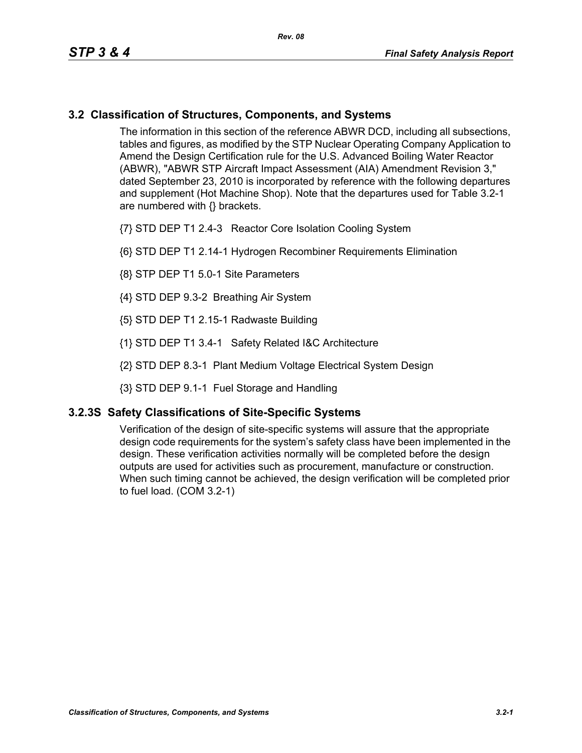## 3.2 Classification of Structures, Components, and Systems

The information in this section of the reference ABWR DCD, including all subsections, tables and figures, as modified by the STP Nuclear Operating Company Application to Amend the Design Certification rule for the U.S. Advanced Boiling Water Reactor (ABWR), "ABWR STP Aircraft Impact Assessment (AIA) Amendment Revision 3," dated September 23, 2010 is incorporated by reference with the following departures and supplement (Hot Machine Shop). Note that the departures used for Table 3.2-1 are numbered with {} brackets.

{7} STD DEP T1 2.4-3 Reactor Core Isolation Cooling System

{6} STD DEP T1 2.14-1 Hydrogen Recombiner Requirements Elimination

{8} STP DEP T1 5.0-1 Site Parameters

{4} STD DEP 9.3-2 Breathing Air System

{5} STD DEP T1 2.15-1 Radwaste Building

{1} STD DEP T1 3.4-1 Safety Related I&C Architecture

{2} STD DEP 8.3-1 Plant Medium Voltage Electrical System Design

{3} STD DEP 9.1-1 Fuel Storage and Handling

## 3.2.3S Safety Classifications of Site-Specific Systems

Verification of the design of site-specific systems will assure that the appropriate design code requirements for the system's safety class have been implemented in the design. These verification activities normally will be completed before the design outputs are used for activities such as procurement, manufacture or construction. When such timing cannot be achieved, the design verification will be completed prior to fuel load. (COM 3.2-1)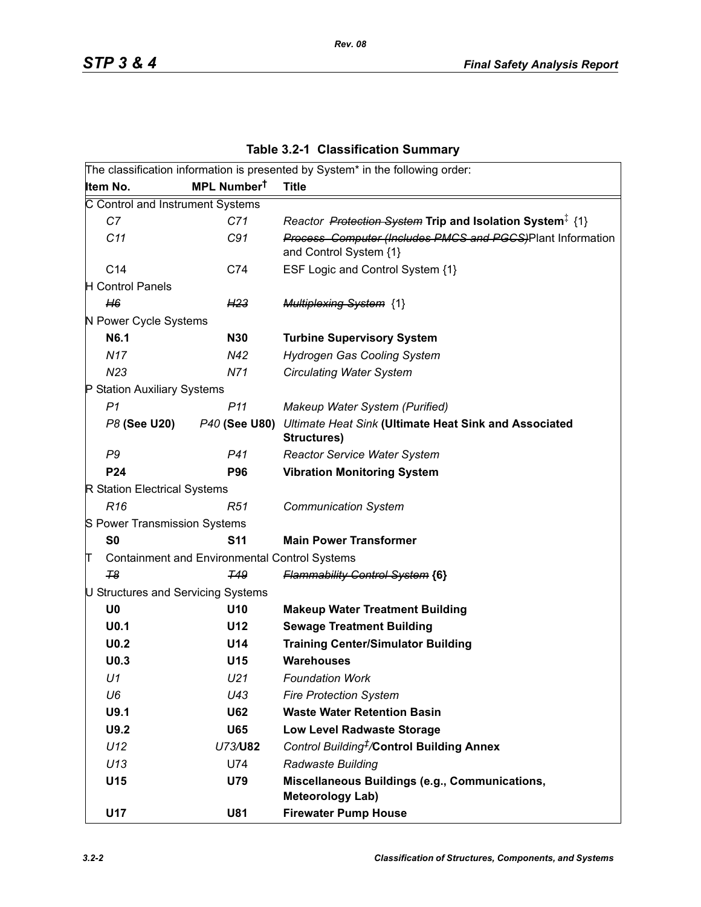**Table 3.2-1 Classification Summary**

The classification information is presented by System* in the following order:

| Item No. | MPL Number† | Title |
|---|---|---|
| C Control and Instrument Systems | | |
| *C7* | *C71* | *Reactor ~~Protection System~~* **Trip and Isolation System**‡ {1} |
| *C11* | *C91* | *~~Process Computer (Includes PMCS and PGCS)~~*Plant Information and Control System {1} |
| C14 | C74 | ESF Logic and Control System {1} |
| H Control Panels | | |
| *~~H6~~* | *~~H23~~* | *~~Multiplexing System~~* {1} |
| N Power Cycle Systems | | |
| **N6.1** | **N30** | **Turbine Supervisory System** |
| *N17* | *N42* | *Hydrogen Gas Cooling System* |
| *N23* | *N71* | *Circulating Water System* |
| P Station Auxiliary Systems | | |
| *P1* | *P11* | *Makeup Water System (Purified)* |
| *P8* **(See U20)** | *P40* **(See U80)** | *Ultimate Heat Sink* **(Ultimate Heat Sink and Associated Structures)** |
| *P9* | *P41* | *Reactor Service Water System* |
| **P24** | **P96** | **Vibration Monitoring System** |
| R Station Electrical Systems | | |
| *R16* | *R51* | *Communication System* |
| S Power Transmission Systems | | |
| **S0** | **S11** | **Main Power Transformer** |
| T Containment and Environmental Control Systems | | |
| *~~T8~~* | *~~T49~~* | *~~Flammability Control System~~* **{6}** |
| U Structures and Servicing Systems | | |
| **U0** | **U10** | **Makeup Water Treatment Building** |
| **U0.1** | **U12** | **Sewage Treatment Building** |
| **U0.2** | **U14** | **Training Center/Simulator Building** |
| **U0.3** | **U15** | **Warehouses** |
| *U1* | *U21* | *Foundation Work* |
| *U6* | *U43* | *Fire Protection System* |
| **U9.1** | **U62** | **Waste Water Retention Basin** |
| **U9.2** | **U65** | **Low Level Radwaste Storage** |
| *U12* | *U73*/**U82** | *Control Building‡*/**Control Building Annex** |
| *U13* | U74 | *Radwaste Building* |
| **U15** | **U79** | **Miscellaneous Buildings (e.g., Communications, Meteorology Lab)** |
| **U17** | **U81** | **Firewater Pump House** |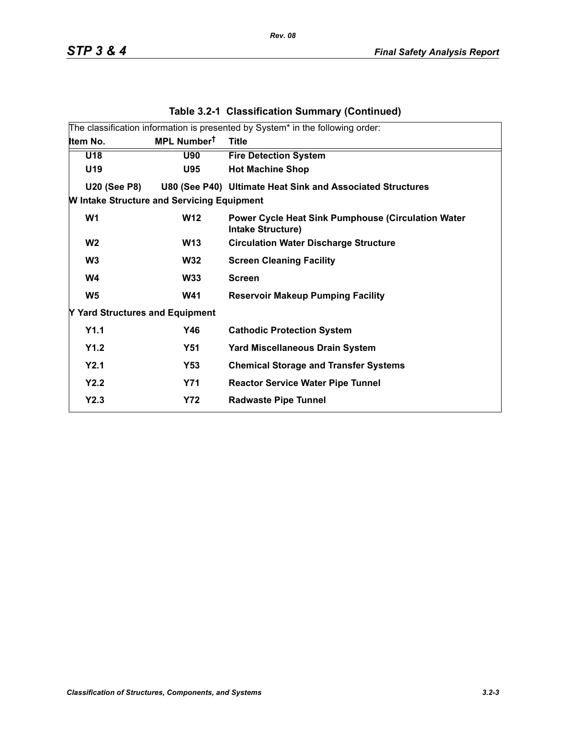**Table 3.2-1 Classification Summary (Continued)**

The classification information is presented by System* in the following order:

| Item No. | MPL Number† | Title |
|---|---|---|
| **U18** | **U90** | **Fire Detection System** |
| **U19** | **U95** | **Hot Machine Shop** |
| **U20 (See P8)** | **U80 (See P40)** | **Ultimate Heat Sink and Associated Structures** |
| **W Intake Structure and Servicing Equipment** | | |
| **W1** | **W12** | **Power Cycle Heat Sink Pumphouse (Circulation Water Intake Structure)** |
| **W2** | **W13** | **Circulation Water Discharge Structure** |
| **W3** | **W32** | **Screen Cleaning Facility** |
| **W4** | **W33** | **Screen** |
| **W5** | **W41** | **Reservoir Makeup Pumping Facility** |
| **Y Yard Structures and Equipment** | | |
| **Y1.1** | **Y46** | **Cathodic Protection System** |
| **Y1.2** | **Y51** | **Yard Miscellaneous Drain System** |
| **Y2.1** | **Y53** | **Chemical Storage and Transfer Systems** |
| **Y2.2** | **Y71** | **Reactor Service Water Pipe Tunnel** |
| **Y2.3** | **Y72** | **Radwaste Pipe Tunnel** |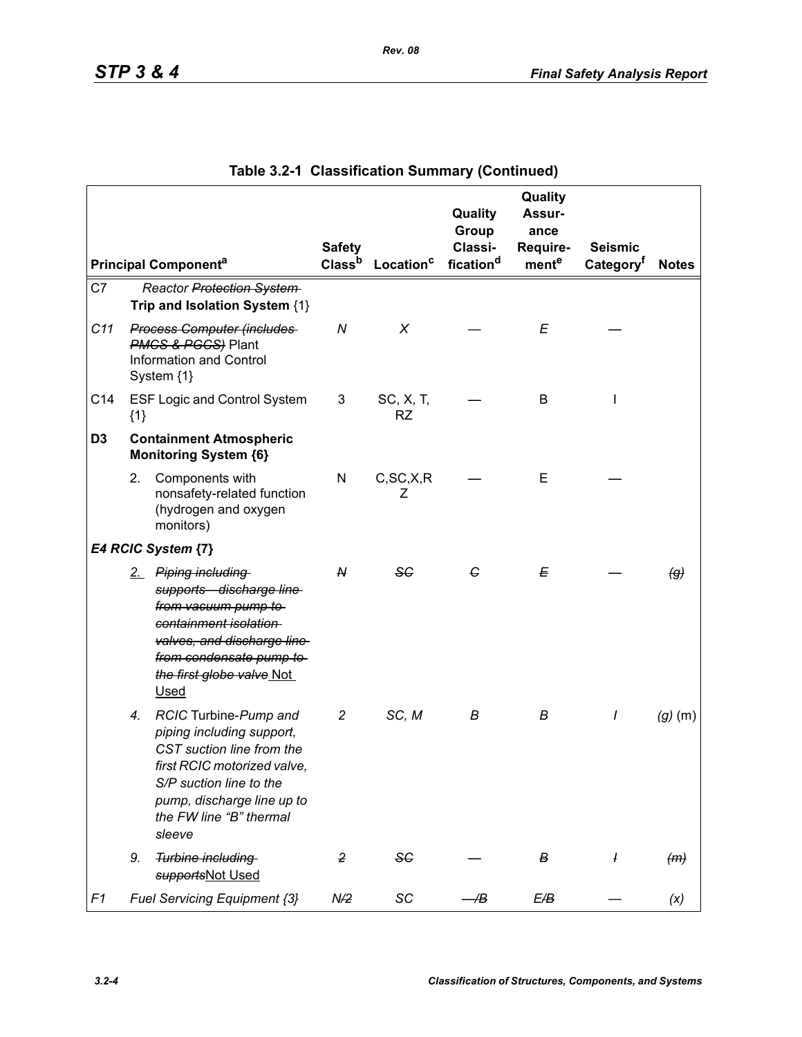## Table 3.2-1 Classification Summary (Continued)

| | Principal Component[a] | Safety Class[b] | Location[c] | Quality Group Classi-fication[d] | Quality Assur-ance Require-ment[e] | Seismic Category[f] | Notes |
|---|---|---|---|---|---|---|---|
| C7 | *Reactor* ~~*Protection System*~~ **Trip and Isolation System** {1} | | | | | | |
| *C11* | ~~*Process Computer (includes PMCS & PGCS)*~~ Plant Information and Control System {1} | *N* | *X* | — | *E* | — | |
| C14 | ESF Logic and Control System {1} | 3 | SC, X, T, RZ | — | B | I | |
| **D3** | **Containment Atmospheric Monitoring System {6}** | | | | | | |
| | 2. Components with nonsafety-related function (hydrogen and oxygen monitors) | N | C,SC,X,RZ | — | E | — | |
| ***E4 RCIC System*** **{7}** | | | | | | | |
| | 2. ~~*Piping including supports—discharge line from vacuum pump to containment isolation valves, and discharge line from condensate pump to the first globe valve*~~ Not Used | ~~*N*~~ | ~~*SC*~~ | ~~*C*~~ | ~~*E*~~ | — | ~~*(g)*~~ |
| | 4. *RCIC* Turbine-*Pump and piping including support, CST suction line from the first RCIC motorized valve, S/P suction line to the pump, discharge line up to the FW line "B" thermal sleeve* | *2* | *SC, M* | *B* | *B* | *I* | *(g)* (m) |
| | 9. ~~*Turbine including supports*~~ Not Used | ~~*2*~~ | ~~*SC*~~ | — | ~~*B*~~ | ~~*I*~~ | ~~*(m)*~~ |
| *F1* | *Fuel Servicing Equipment {3}* | *N/~~2~~* | *SC* | *—~~/B~~* | *E~~/B~~* | — | *(x)* |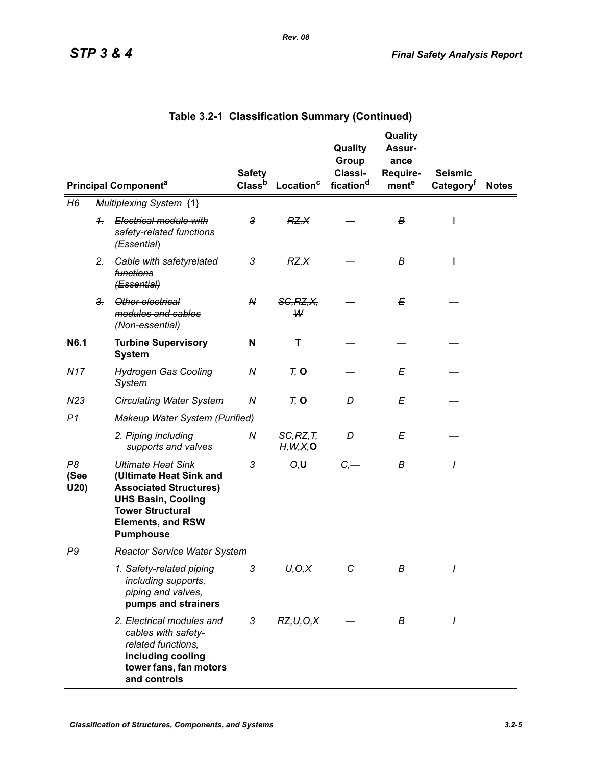Table 3.2-1 Classification Summary (Continued)

| Principal Component[a] | | | Safety Class[b] | Location[c] | Quality Group Classification[d] | Quality Assurance Requirement[e] | Seismic Category[f] | Notes |
|---|---|---|---|---|---|---|---|---|
| ~~H6~~ | ~~Multiplexing System~~ {1} | | | | | | | |
| | ~~1.~~ | ~~Electrical module with safety-related functions (Essential)~~ | ~~3~~ | ~~RZ,X~~ | — | ~~B~~ | I | |
| | ~~2.~~ | ~~Cable with safetyrelated functions (Essential)~~ | ~~3~~ | ~~RZ,X~~ | — | ~~B~~ | I | |
| | ~~3.~~ | ~~Other electrical modules and cables (Non-essential)~~ | ~~N~~ | ~~SC,RZ,X, W~~ | — | ~~E~~ | — | |
| **N6.1** | | **Turbine Supervisory System** | **N** | **T** | — | — | — | |
| *N17* | | *Hydrogen Gas Cooling System* | *N* | *T,* **O** | — | *E* | — | |
| *N23* | | *Circulating Water System* | *N* | *T,* **O** | *D* | *E* | — | |
| *P1* | | *Makeup Water System (Purified)* | | | | | | |
| | | *2. Piping including supports and valves* | *N* | *SC,RZ,T, H,W,X,***O** | *D* | *E* | — | |
| *P8* **(See U20)** | | *Ultimate Heat Sink* **(Ultimate Heat Sink and Associated Structures) UHS Basin, Cooling Tower Structural Elements, and RSW Pumphouse** | *3* | *O,***U** | *C,—* | *B* | *I* | |
| *P9* | | *Reactor Service Water System* | | | | | | |
| | | *1. Safety-related piping including supports, piping and valves,* **pumps and strainers** | *3* | *U,O,X* | *C* | *B* | *I* | |
| | | *2. Electrical modules and cables with safety-related functions,* **including cooling tower fans, fan motors and controls** | *3* | *RZ,U,O,X* | — | *B* | *I* | |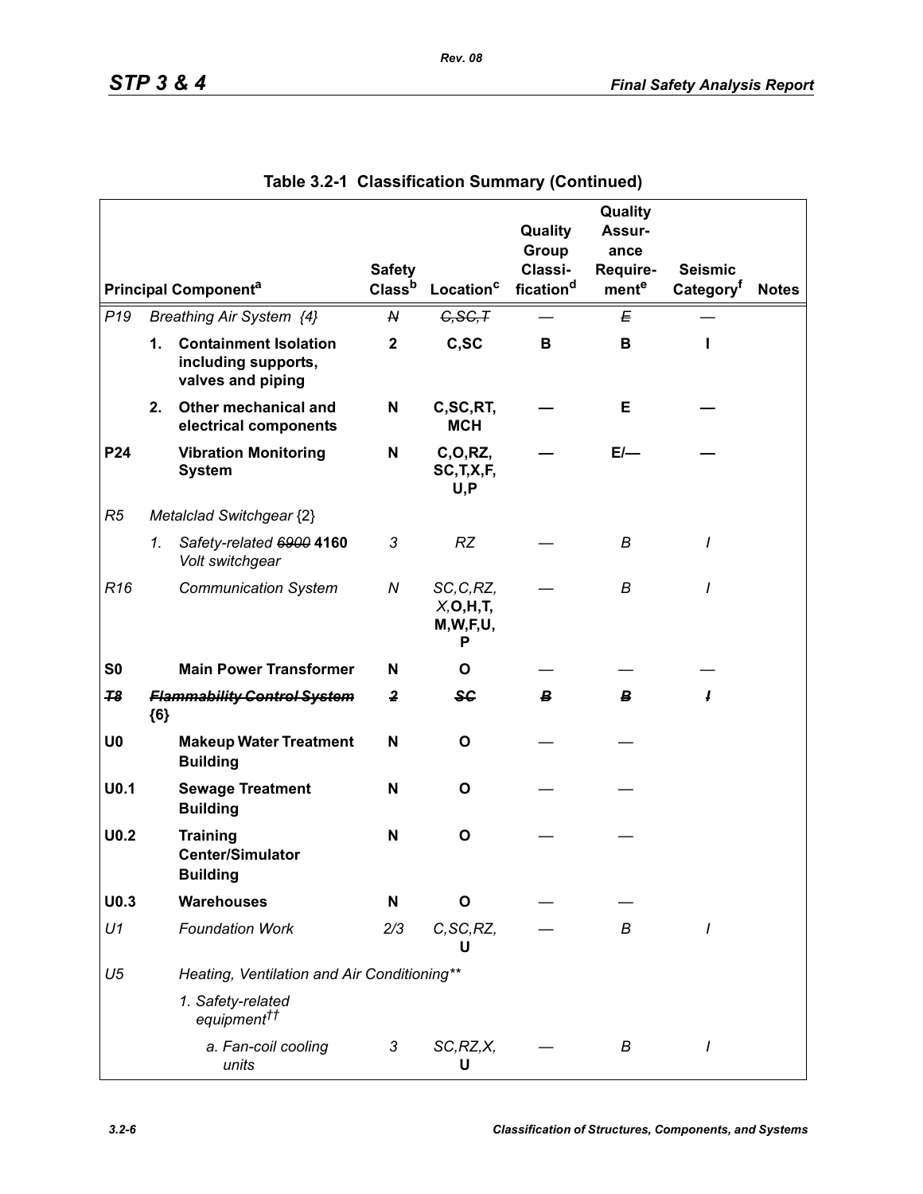## Table 3.2-1 Classification Summary (Continued)

| Principal Component[a] | | | Safety Class[b] | Location[c] | Quality Group Classification[d] | Quality Assurance Requirement[e] | Seismic Category[f] | Notes |
|---|---|---|---|---|---|---|---|---|
| *P19* | *Breathing Air System {4}* | | ~~*N*~~ | ~~*C,SC,T*~~ | — | ~~*E*~~ | — | |
| | **1.** | **Containment Isolation including supports, valves and piping** | **2** | **C,SC** | **B** | **B** | **I** | |
| | **2.** | **Other mechanical and electrical components** | **N** | **C,SC,RT, MCH** | **—** | **E** | **—** | |
| **P24** | | **Vibration Monitoring System** | **N** | **C,O,RZ, SC,T,X,F, U,P** | **—** | **E/—** | **—** | |
| *R5* | *Metalclad Switchgear* {2} | | | | | | | |
| | *1.* | *Safety-related ~~6900~~* **4160** *Volt switchgear* | *3* | *RZ* | — | *B* | *I* | |
| *R16* | | *Communication System* | *N* | *SC,C,RZ, X,***O,H,T, M,W,F,U, P** | — | *B* | *I* | |
| **S0** | | **Main Power Transformer** | **N** | **O** | — | — | — | |
| ~~***T8***~~ | ~~***Flammability Control System***~~ **{6}** | | ~~***2***~~ | ~~***SC***~~ | ~~***B***~~ | ~~***B***~~ | ~~***I***~~ | |
| **U0** | | **Makeup Water Treatment Building** | **N** | **O** | — | — | | |
| **U0.1** | | **Sewage Treatment Building** | **N** | **O** | — | — | | |
| **U0.2** | | **Training Center/Simulator Building** | **N** | **O** | — | — | | |
| **U0.3** | | **Warehouses** | **N** | **O** | — | — | | |
| *U1* | | *Foundation Work* | *2/3* | *C,SC,RZ,* **U** | — | *B* | *I* | |
| *U5* | | *Heating, Ventilation and Air Conditioning\*\** | | | | | | |
| | | *1. Safety-related equipment††* | | | | | | |
| | | *a. Fan-coil cooling units* | *3* | *SC,RZ,X,* **U** | — | *B* | *I* | |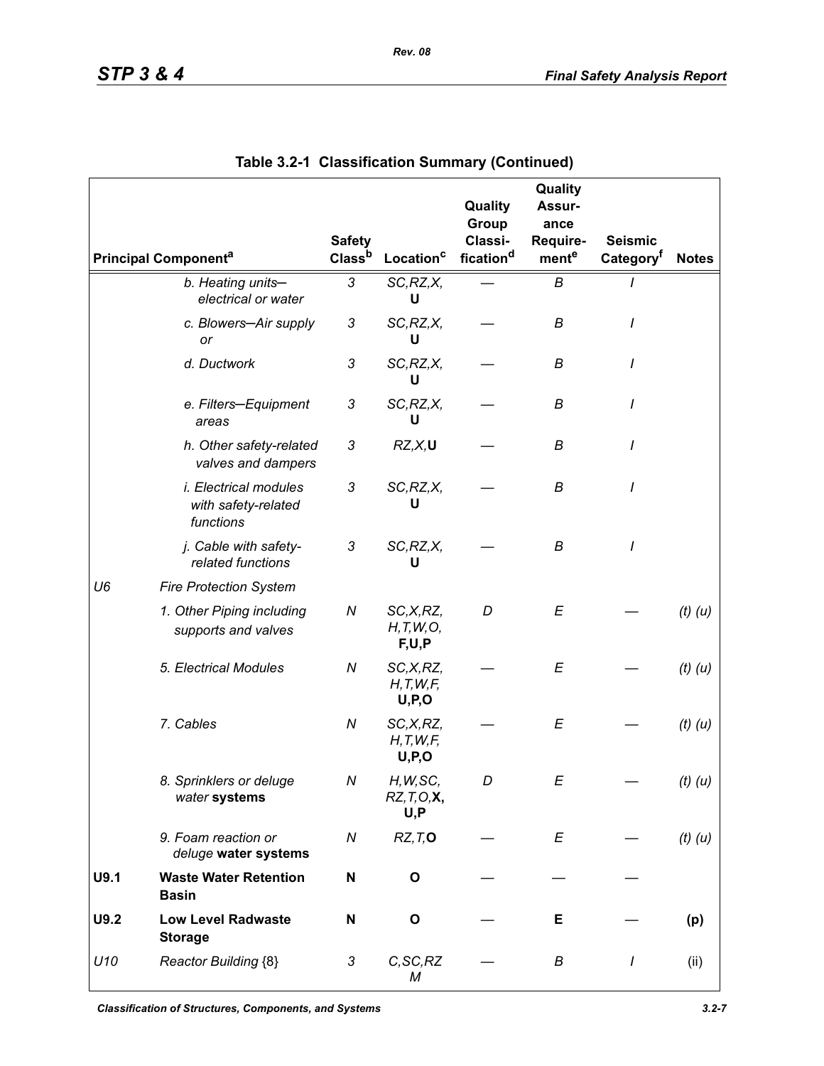Table 3.2-1 Classification Summary (Continued)

| | Principal Component[a] | Safety Class[b] | Location[c] | Quality Group Classification[d] | Quality Assurance Requirement[e] | Seismic Category[f] | Notes |
|---|---|---|---|---|---|---|---|
| | *b. Heating units–electrical or water* | *3* | *SC,RZ,X,* **U** | — | *B* | *I* | |
| | *c. Blowers–Air supply or* | *3* | *SC,RZ,X,* **U** | — | *B* | *I* | |
| | *d. Ductwork* | *3* | *SC,RZ,X,* **U** | — | *B* | *I* | |
| | *e. Filters–Equipment areas* | *3* | *SC,RZ,X,* **U** | — | *B* | *I* | |
| | *h. Other safety-related valves and dampers* | *3* | *RZ,X,***U** | — | *B* | *I* | |
| | *i. Electrical modules with safety-related functions* | *3* | *SC,RZ,X,* **U** | — | *B* | *I* | |
| | *j. Cable with safety-related functions* | *3* | *SC,RZ,X,* **U** | — | *B* | *I* | |
| *U6* | *Fire Protection System* | | | | | | |
| | *1. Other Piping including supports and valves* | *N* | *SC,X,RZ, H,T,W,O,* **F,U,P** | *D* | *E* | — | *(t) (u)* |
| | *5. Electrical Modules* | *N* | *SC,X,RZ, H,T,W,F,* **U,P,O** | — | *E* | — | *(t) (u)* |
| | *7. Cables* | *N* | *SC,X,RZ, H,T,W,F,* **U,P,O** | — | *E* | — | *(t) (u)* |
| | *8. Sprinklers or deluge water* **systems** | *N* | *H,W,SC, RZ,T,O,***X, U,P** | *D* | *E* | — | *(t) (u)* |
| | *9. Foam reaction or deluge* **water systems** | *N* | *RZ,T,***O** | — | *E* | — | *(t) (u)* |
| **U9.1** | **Waste Water Retention Basin** | **N** | **O** | — | — | — | |
| **U9.2** | **Low Level Radwaste Storage** | **N** | **O** | — | **E** | — | **(p)** |
| *U10* | *Reactor Building* {8} | *3* | *C,SC,RZ M* | — | *B* | *I* | (ii) |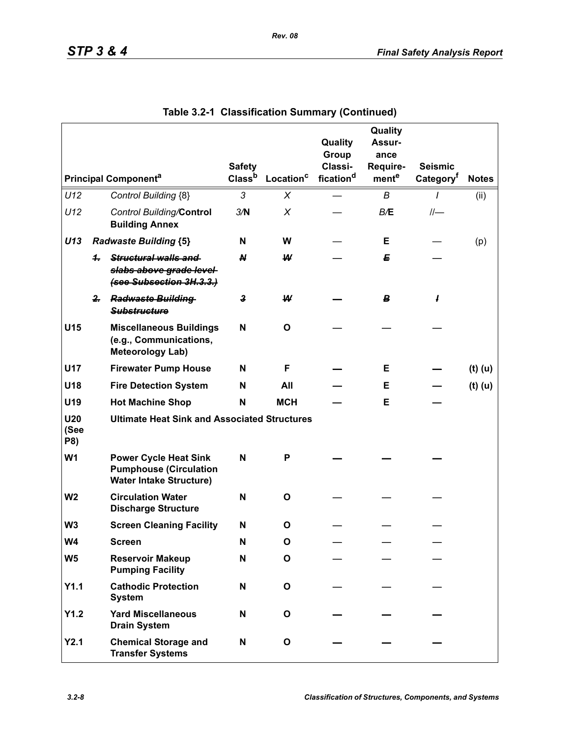## Table 3.2-1 Classification Summary (Continued)

| | | Principal Component[a] | Safety Class[b] | Location[c] | Quality Group Classification[d] | Quality Assurance Requirement[e] | Seismic Category[f] | Notes |
|---|---|---|---|---|---|---|---|---|
| *U12* | | *Control Building* {8} | *3* | *X* | — | *B* | *I* | (ii) |
| *U12* | | *Control Building/***Control Building Annex** | *3/***N** | *X* | — | *B/***E** | *I/*— | |
| ***U13*** | | ***Radwaste Building* {5}** | **N** | **W** | — | **E** | — | (p) |
| | ~~*1.*~~ | ~~*Structural walls and slabs above grade level (see Subsection 3H.3.3.)*~~ | ~~*N*~~ | ~~*W*~~ | — | ~~*E*~~ | — | |
| | ~~*2.*~~ | ~~*Radwaste Building Substructure*~~ | ~~*3*~~ | ~~*W*~~ | — | ~~*B*~~ | ~~*I*~~ | |
| **U15** | | **Miscellaneous Buildings (e.g., Communications, Meteorology Lab)** | **N** | **O** | — | — | — | |
| **U17** | | **Firewater Pump House** | **N** | **F** | **—** | **E** | **—** | **(t) (u)** |
| **U18** | | **Fire Detection System** | **N** | **All** | **—** | **E** | **—** | **(t) (u)** |
| **U19** | | **Hot Machine Shop** | **N** | **MCH** | **—** | **E** | **—** | |
| **U20 (See P8)** | | **Ultimate Heat Sink and Associated Structures** | | | | | | |
| **W1** | | **Power Cycle Heat Sink Pumphouse (Circulation Water Intake Structure)** | **N** | **P** | **—** | **—** | **—** | |
| **W2** | | **Circulation Water Discharge Structure** | **N** | **O** | — | — | — | |
| **W3** | | **Screen Cleaning Facility** | **N** | **O** | — | — | — | |
| **W4** | | **Screen** | **N** | **O** | — | — | — | |
| **W5** | | **Reservoir Makeup Pumping Facility** | **N** | **O** | — | — | — | |
| **Y1.1** | | **Cathodic Protection System** | **N** | **O** | — | — | — | |
| **Y1.2** | | **Yard Miscellaneous Drain System** | **N** | **O** | **—** | **—** | **—** | |
| **Y2.1** | | **Chemical Storage and Transfer Systems** | **N** | **O** | **—** | **—** | **—** | |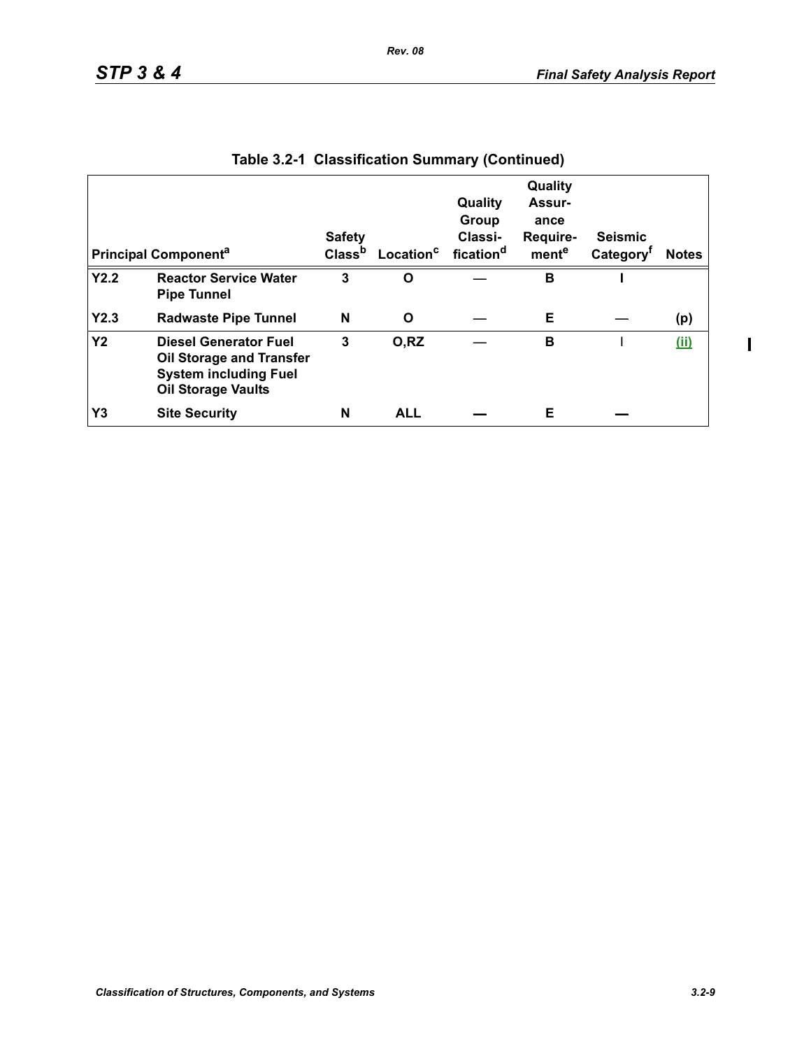**Table 3.2-1 Classification Summary (Continued)**

| Principal Component[a] | | Safety Class[b] | Location[c] | Quality Group Classification[d] | Quality Assurance Requirement[e] | Seismic Category[f] | Notes |
|---|---|---|---|---|---|---|---|
| Y2.2 | Reactor Service Water Pipe Tunnel | 3 | O | — | B | I | |
| Y2.3 | Radwaste Pipe Tunnel | N | O | — | E | — | (p) |
| Y2 | Diesel Generator Fuel Oil Storage and Transfer System including Fuel Oil Storage Vaults | 3 | O,RZ | — | B | I | (ii) |
| Y3 | Site Security | N | ALL | — | E | — | |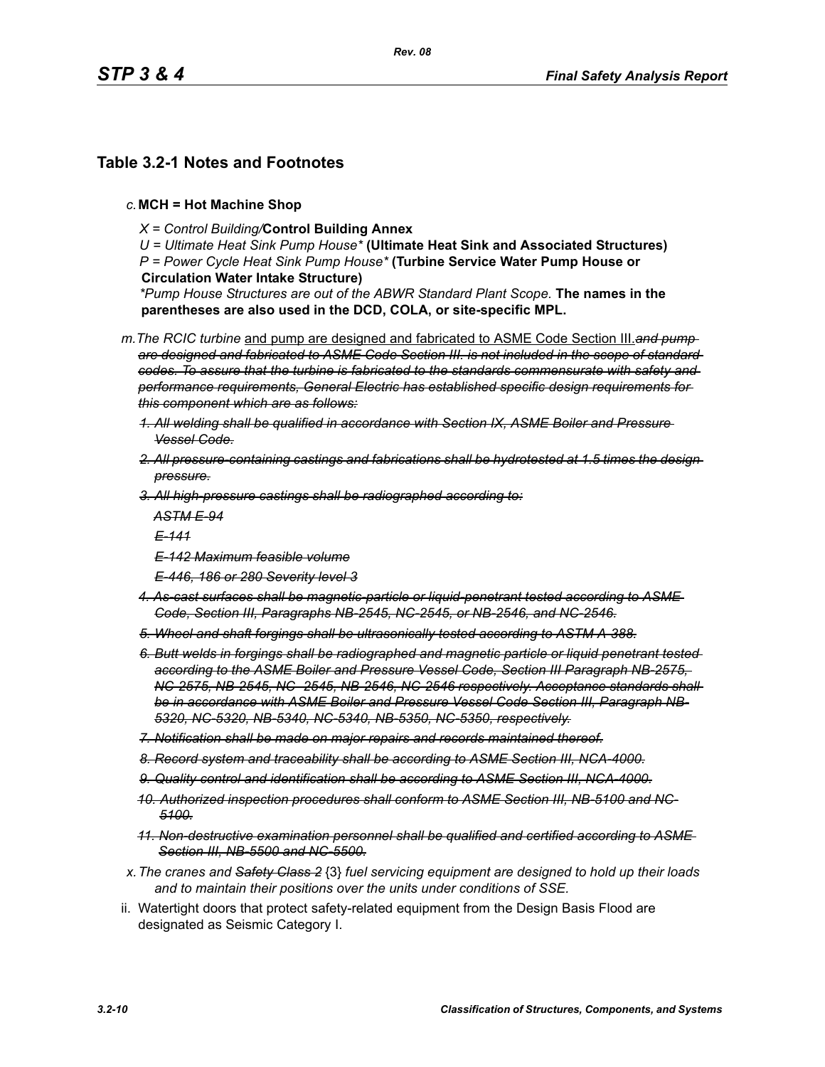## Table 3.2-1 Notes and Footnotes

*c.* **MCH = Hot Machine Shop**

*X = Control Building/***Control Building Annex**
*U = Ultimate Heat Sink Pump House\** **(Ultimate Heat Sink and Associated Structures)**
*P = Power Cycle Heat Sink Pump House\** **(Turbine Service Water Pump House or Circulation Water Intake Structure)**
*\*Pump House Structures are out of the ABWR Standard Plant Scope.* **The names in the parentheses are also used in the DCD, COLA, or site-specific MPL.**

*m. The RCIC turbine* <u>and pump are designed and fabricated to ASME Code Section III.</u>~~*and pump are designed and fabricated to ASME Code Section III. is not included in the scope of standard codes. To assure that the turbine is fabricated to the standards commensurate with safety and performance requirements, General Electric has established specific design requirements for this component which are as follows:*~~

~~*1. All welding shall be qualified in accordance with Section IX, ASME Boiler and Pressure Vessel Code.*~~

~~*2. All pressure-containing castings and fabrications shall be hydrotested at 1.5 times the design pressure.*~~

~~*3. All high-pressure castings shall be radiographed according to:*~~

~~*ASTM E-94*~~

~~*E-141*~~

~~*E-142 Maximum feasible volume*~~

~~*E-446, 186 or 280 Severity level 3*~~

~~*4. As-cast surfaces shall be magnetic-particle or liquid-penetrant tested according to ASME Code, Section III, Paragraphs NB-2545, NC-2545, or NB-2546, and NC-2546.*~~

~~*5. Wheel and shaft forgings shall be ultrasonically tested according to ASTM A-388.*~~

~~*6. Butt welds in forgings shall be radiographed and magnetic particle or liquid penetrant tested according to the ASME Boiler and Pressure Vessel Code, Section III Paragraph NB-2575, NC-2575, NB-2545, NC- 2545, NB-2546, NC-2546 respectively. Acceptance standards shall be in accordance with ASME Boiler and Pressure Vessel Code Section III, Paragraph NB-5320, NC-5320, NB-5340, NC-5340, NB-5350, NC-5350, respectively.*~~

~~*7. Notification shall be made on major repairs and records maintained thereof.*~~

~~*8. Record system and traceability shall be according to ASME Section III, NCA-4000.*~~

~~*9. Quality control and identification shall be according to ASME Section III, NCA-4000.*~~

~~*10. Authorized inspection procedures shall conform to ASME Section III, NB-5100 and NC-5100.*~~

~~*11. Non-destructive examination personnel shall be qualified and certified according to ASME Section III, NB-5500 and NC-5500.*~~

*x. The cranes and* ~~*Safety Class 2*~~ {3} *fuel servicing equipment are designed to hold up their loads and to maintain their positions over the units under conditions of SSE.*

ii. Watertight doors that protect safety-related equipment from the Design Basis Flood are designated as Seismic Category I.